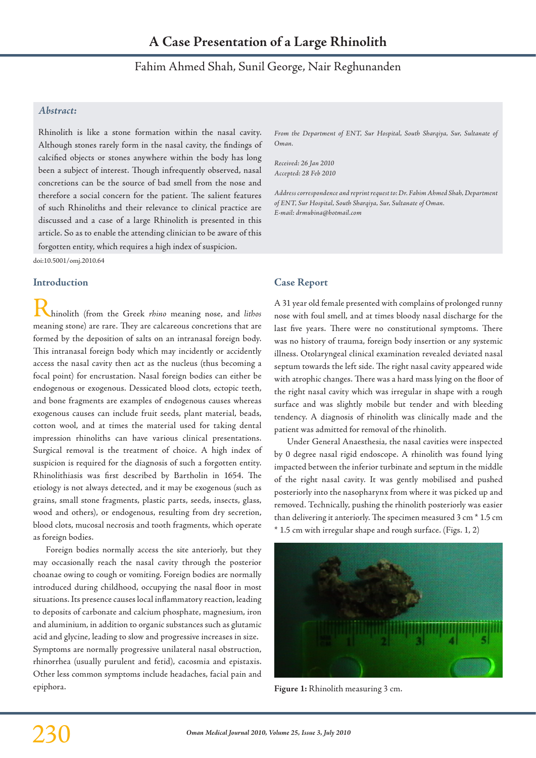# A Case Presentation of a Large Rhinolith

Fahim Ahmed Shah, Sunil George, Nair Reghunanden

### *Abstract:*

Rhinolith is like a stone formation within the nasal cavity. Although stones rarely form in the nasal cavity, the findings of calcified objects or stones anywhere within the body has long been a subject of interest. Though infrequently observed, nasal concretions can be the source of bad smell from the nose and therefore a social concern for the patient. The salient features of such Rhinoliths and their relevance to clinical practice are discussed and a case of a large Rhinolith is presented in this article. So as to enable the attending clinician to be aware of this forgotten entity, which requires a high index of suspicion.

*From the Department of ENT, Sur Hospital, South Sharqiya, Sur, Sultanate of Oman.*

*Received: 26 Jan 2010*
*Accepted: 28 Feb 2010*

*Address correspondence and reprint request to: Dr. Fahim Ahmed Shah, Department of ENT, Sur Hospital, South Sharqiya, Sur, Sultanate of Oman.*
*E-mail: drmubina@hotmail.com*

doi:10.5001/omj.2010.64

## Introduction

Rhinolith (from the Greek *rhino* meaning nose, and *lithos* meaning stone) are rare. They are calcareous concretions that are formed by the deposition of salts on an intranasal foreign body. This intranasal foreign body which may incidently or accidently access the nasal cavity then act as the nucleus (thus becoming a focal point) for encrustation. Nasal foreign bodies can either be endogenous or exogenous. Dessicated blood clots, ectopic teeth, and bone fragments are examples of endogenous causes whereas exogenous causes can include fruit seeds, plant material, beads, cotton wool, and at times the material used for taking dental impression rhinoliths can have various clinical presentations. Surgical removal is the treatment of choice. A high index of suspicion is required for the diagnosis of such a forgotten entity. Rhinolithiasis was first described by Bartholin in 1654. The etiology is not always detected, and it may be exogenous (such as grains, small stone fragments, plastic parts, seeds, insects, glass, wood and others), or endogenous, resulting from dry secretion, blood clots, mucosal necrosis and tooth fragments, which operate as foreign bodies.

Foreign bodies normally access the site anteriorly, but they may occasionally reach the nasal cavity through the posterior choanae owing to cough or vomiting. Foreign bodies are normally introduced during childhood, occupying the nasal floor in most situations. Its presence causes local inflammatory reaction, leading to deposits of carbonate and calcium phosphate, magnesium, iron and aluminium, in addition to organic substances such as glutamic acid and glycine, leading to slow and progressive increases in size. Symptoms are normally progressive unilateral nasal obstruction, rhinorrhea (usually purulent and fetid), cacosmia and epistaxis. Other less common symptoms include headaches, facial pain and epiphora.

## Case Report

A 31 year old female presented with complains of prolonged runny nose with foul smell, and at times bloody nasal discharge for the last five years. There were no constitutional symptoms. There was no history of trauma, foreign body insertion or any systemic illness. Otolaryngeal clinical examination revealed deviated nasal septum towards the left side. The right nasal cavity appeared wide with atrophic changes. There was a hard mass lying on the floor of the right nasal cavity which was irregular in shape with a rough surface and was slightly mobile but tender and with bleeding tendency. A diagnosis of rhinolith was clinically made and the patient was admitted for removal of the rhinolith.

Under General Anaesthesia, the nasal cavities were inspected by 0 degree nasal rigid endoscope. A rhinolith was found lying impacted between the inferior turbinate and septum in the middle of the right nasal cavity. It was gently mobilised and pushed posteriorly into the nasopharynx from where it was picked up and removed. Technically, pushing the rhinolith posteriorly was easier than delivering it anteriorly. The specimen measured 3 cm * 1.5 cm * 1.5 cm with irregular shape and rough surface. (Figs. 1, 2)

**Figure 1:** Rhinolith measuring 3 cm.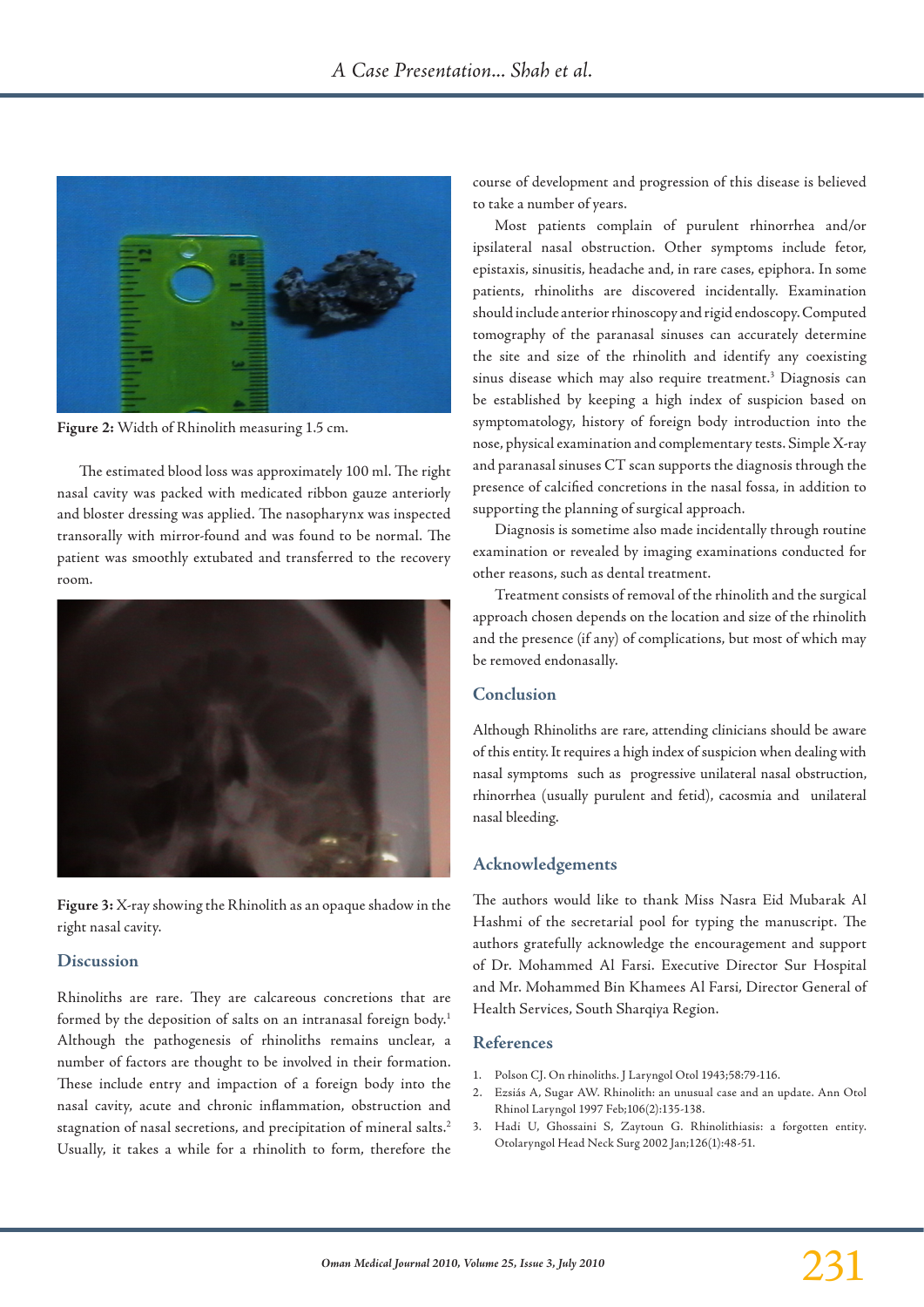Figure 2: Width of Rhinolith measuring 1.5 cm.

The estimated blood loss was approximately 100 ml. The right nasal cavity was packed with medicated ribbon gauze anteriorly and bloster dressing was applied. The nasopharynx was inspected transorally with mirror-found and was found to be normal. The patient was smoothly extubated and transferred to the recovery room.

Figure 3: X-ray showing the Rhinolith as an opaque shadow in the right nasal cavity.

## Discussion

Rhinoliths are rare. They are calcareous concretions that are formed by the deposition of salts on an intranasal foreign body.[1] Although the pathogenesis of rhinoliths remains unclear, a number of factors are thought to be involved in their formation. These include entry and impaction of a foreign body into the nasal cavity, acute and chronic inflammation, obstruction and stagnation of nasal secretions, and precipitation of mineral salts.[2] Usually, it takes a while for a rhinolith to form, therefore the course of development and progression of this disease is believed to take a number of years.

Most patients complain of purulent rhinorrhea and/or ipsilateral nasal obstruction. Other symptoms include fetor, epistaxis, sinusitis, headache and, in rare cases, epiphora. In some patients, rhinoliths are discovered incidentally. Examination should include anterior rhinoscopy and rigid endoscopy. Computed tomography of the paranasal sinuses can accurately determine the site and size of the rhinolith and identify any coexisting sinus disease which may also require treatment.[3] Diagnosis can be established by keeping a high index of suspicion based on symptomatology, history of foreign body introduction into the nose, physical examination and complementary tests. Simple X-ray and paranasal sinuses CT scan supports the diagnosis through the presence of calcified concretions in the nasal fossa, in addition to supporting the planning of surgical approach.

Diagnosis is sometime also made incidentally through routine examination or revealed by imaging examinations conducted for other reasons, such as dental treatment.

Treatment consists of removal of the rhinolith and the surgical approach chosen depends on the location and size of the rhinolith and the presence (if any) of complications, but most of which may be removed endonasally.

## Conclusion

Although Rhinoliths are rare, attending clinicians should be aware of this entity. It requires a high index of suspicion when dealing with nasal symptoms such as progressive unilateral nasal obstruction, rhinorrhea (usually purulent and fetid), cacosmia and unilateral nasal bleeding.

## Acknowledgements

The authors would like to thank Miss Nasra Eid Mubarak Al Hashmi of the secretarial pool for typing the manuscript. The authors gratefully acknowledge the encouragement and support of Dr. Mohammed Al Farsi. Executive Director Sur Hospital and Mr. Mohammed Bin Khamees Al Farsi, Director General of Health Services, South Sharqiya Region.

## References

1. Polson CJ. On rhinoliths. J Laryngol Otol 1943;58:79-116.
2. Ezsiás A, Sugar AW. Rhinolith: an unusual case and an update. Ann Otol Rhinol Laryngol 1997 Feb;106(2):135-138.
3. Hadi U, Ghossaini S, Zaytoun G. Rhinolithiasis: a forgotten entity. Otolaryngol Head Neck Surg 2002 Jan;126(1):48-51.